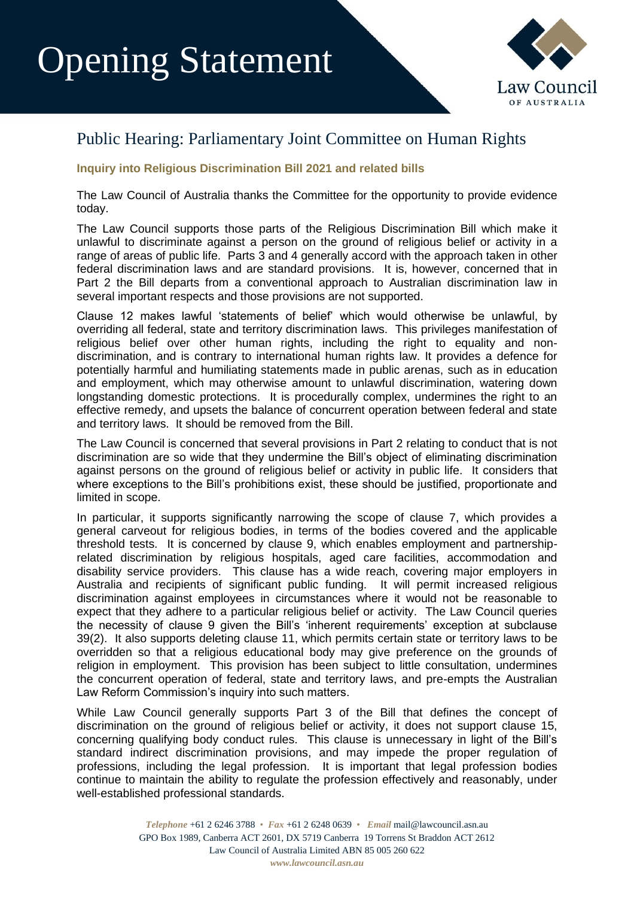# Opening Statement

## Public Hearing: Parliamentary Joint Committee on Human Rights

### Inquiry into Religious Discrimination Bill 2021 and related bills

The Law Council of Australia thanks the Committee for the opportunity to provide evidence today.

The Law Council supports those parts of the Religious Discrimination Bill which make it unlawful to discriminate against a person on the ground of religious belief or activity in a range of areas of public life. Parts 3 and 4 generally accord with the approach taken in other federal discrimination laws and are standard provisions. It is, however, concerned that in Part 2 the Bill departs from a conventional approach to Australian discrimination law in several important respects and those provisions are not supported.

Clause 12 makes lawful 'statements of belief' which would otherwise be unlawful, by overriding all federal, state and territory discrimination laws. This privileges manifestation of religious belief over other human rights, including the right to equality and non-discrimination, and is contrary to international human rights law. It provides a defence for potentially harmful and humiliating statements made in public arenas, such as in education and employment, which may otherwise amount to unlawful discrimination, watering down longstanding domestic protections. It is procedurally complex, undermines the right to an effective remedy, and upsets the balance of concurrent operation between federal and state and territory laws. It should be removed from the Bill.

The Law Council is concerned that several provisions in Part 2 relating to conduct that is not discrimination are so wide that they undermine the Bill's object of eliminating discrimination against persons on the ground of religious belief or activity in public life. It considers that where exceptions to the Bill's prohibitions exist, these should be justified, proportionate and limited in scope.

In particular, it supports significantly narrowing the scope of clause 7, which provides a general carveout for religious bodies, in terms of the bodies covered and the applicable threshold tests. It is concerned by clause 9, which enables employment and partnership-related discrimination by religious hospitals, aged care facilities, accommodation and disability service providers. This clause has a wide reach, covering major employers in Australia and recipients of significant public funding. It will permit increased religious discrimination against employees in circumstances where it would not be reasonable to expect that they adhere to a particular religious belief or activity. The Law Council queries the necessity of clause 9 given the Bill's 'inherent requirements' exception at subclause 39(2). It also supports deleting clause 11, which permits certain state or territory laws to be overridden so that a religious educational body may give preference on the grounds of religion in employment. This provision has been subject to little consultation, undermines the concurrent operation of federal, state and territory laws, and pre-empts the Australian Law Reform Commission's inquiry into such matters.

While Law Council generally supports Part 3 of the Bill that defines the concept of discrimination on the ground of religious belief or activity, it does not support clause 15, concerning qualifying body conduct rules. This clause is unnecessary in light of the Bill's standard indirect discrimination provisions, and may impede the proper regulation of professions, including the legal profession. It is important that legal profession bodies continue to maintain the ability to regulate the profession effectively and reasonably, under well-established professional standards.

*Telephone* +61 2 6246 3788 • *Fax* +61 2 6248 0639 • *Email* mail@lawcouncil.asn.au
GPO Box 1989, Canberra ACT 2601, DX 5719 Canberra 19 Torrens St Braddon ACT 2612
Law Council of Australia Limited ABN 85 005 260 622
*www.lawcouncil.asn.au*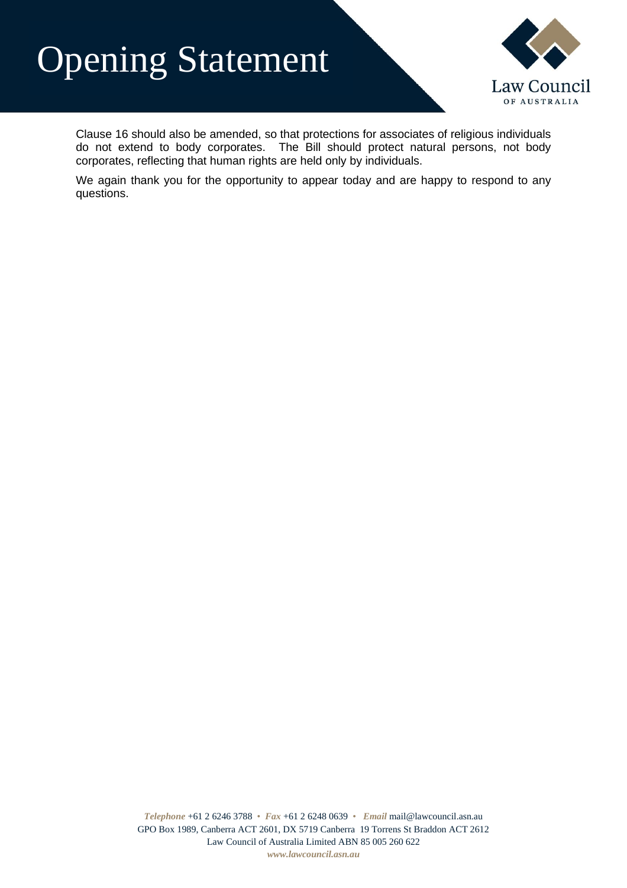Clause 16 should also be amended, so that protections for associates of religious individuals do not extend to body corporates. The Bill should protect natural persons, not body corporates, reflecting that human rights are held only by individuals.

We again thank you for the opportunity to appear today and are happy to respond to any questions.